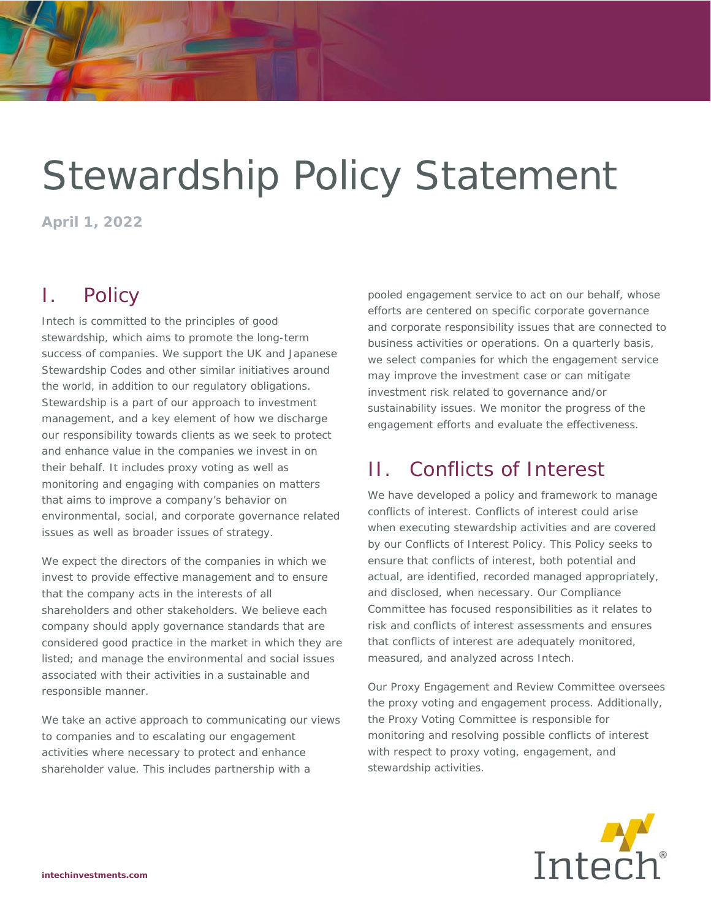# Stewardship Policy Statement

**April 1, 2022**

## I. Policy

Intech is committed to the principles of good stewardship, which aims to promote the long-term success of companies. We support the UK and Japanese Stewardship Codes and other similar initiatives around the world, in addition to our regulatory obligations. Stewardship is a part of our approach to investment management, and a key element of how we discharge our responsibility towards clients as we seek to protect and enhance value in the companies we invest in on their behalf. It includes proxy voting as well as monitoring and engaging with companies on matters that aims to improve a company's behavior on environmental, social, and corporate governance related issues as well as broader issues of strategy.

We expect the directors of the companies in which we invest to provide effective management and to ensure that the company acts in the interests of all shareholders and other stakeholders. We believe each company should apply governance standards that are considered good practice in the market in which they are listed; and manage the environmental and social issues associated with their activities in a sustainable and responsible manner.

We take an active approach to communicating our views to companies and to escalating our engagement activities where necessary to protect and enhance shareholder value. This includes partnership with a pooled engagement service to act on our behalf, whose efforts are centered on specific corporate governance and corporate responsibility issues that are connected to business activities or operations. On a quarterly basis, we select companies for which the engagement service may improve the investment case or can mitigate investment risk related to governance and/or sustainability issues. We monitor the progress of the engagement efforts and evaluate the effectiveness.

## II. Conflicts of Interest

We have developed a policy and framework to manage conflicts of interest. Conflicts of interest could arise when executing stewardship activities and are covered by our Conflicts of Interest Policy. This Policy seeks to ensure that conflicts of interest, both potential and actual, are identified, recorded managed appropriately, and disclosed, when necessary. Our Compliance Committee has focused responsibilities as it relates to risk and conflicts of interest assessments and ensures that conflicts of interest are adequately monitored, measured, and analyzed across Intech.

Our Proxy Engagement and Review Committee oversees the proxy voting and engagement process. Additionally, the Proxy Voting Committee is responsible for monitoring and resolving possible conflicts of interest with respect to proxy voting, engagement, and stewardship activities.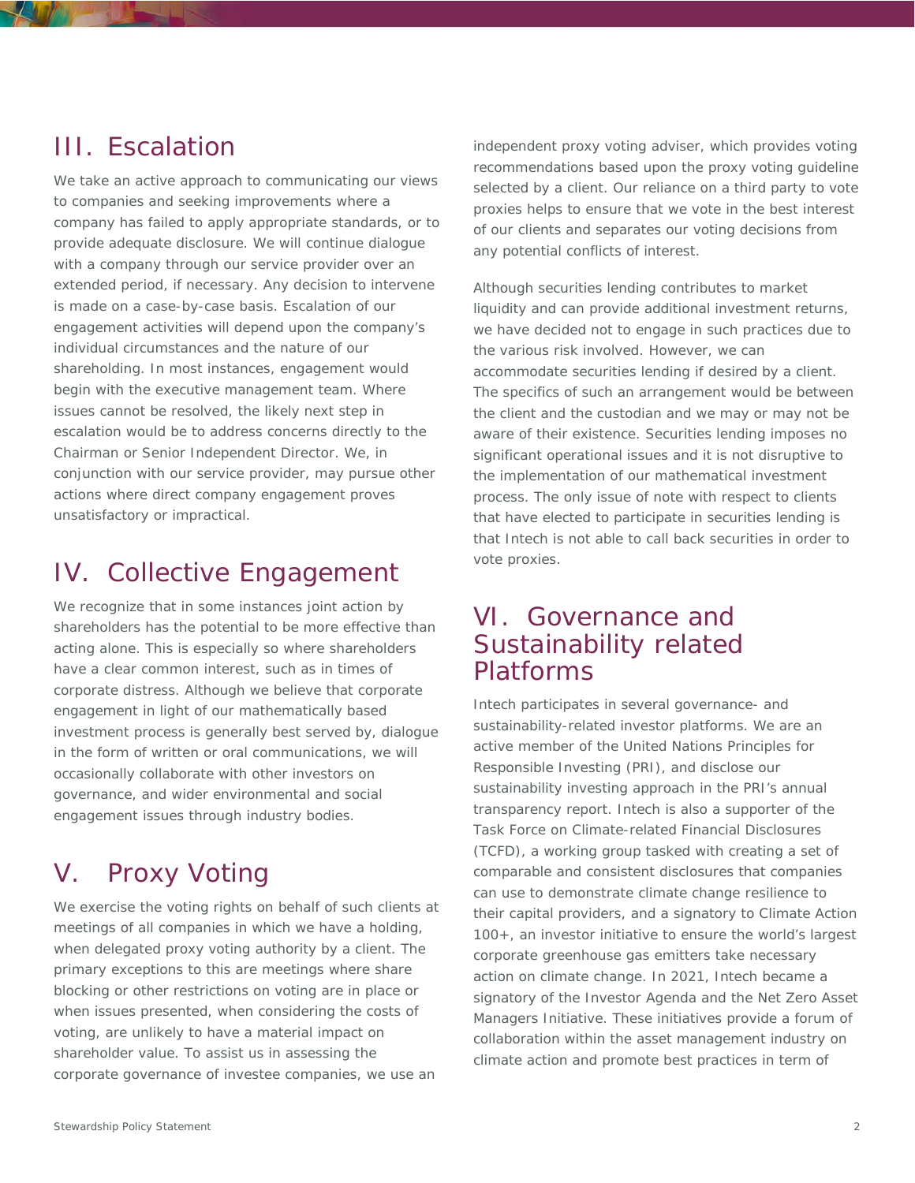## III. Escalation

We take an active approach to communicating our views to companies and seeking improvements where a company has failed to apply appropriate standards, or to provide adequate disclosure. We will continue dialogue with a company through our service provider over an extended period, if necessary. Any decision to intervene is made on a case-by-case basis. Escalation of our engagement activities will depend upon the company's individual circumstances and the nature of our shareholding. In most instances, engagement would begin with the executive management team. Where issues cannot be resolved, the likely next step in escalation would be to address concerns directly to the Chairman or Senior Independent Director. We, in conjunction with our service provider, may pursue other actions where direct company engagement proves unsatisfactory or impractical.

## IV. Collective Engagement

We recognize that in some instances joint action by shareholders has the potential to be more effective than acting alone. This is especially so where shareholders have a clear common interest, such as in times of corporate distress. Although we believe that corporate engagement in light of our mathematically based investment process is generally best served by, dialogue in the form of written or oral communications, we will occasionally collaborate with other investors on governance, and wider environmental and social engagement issues through industry bodies.

## V. Proxy Voting

We exercise the voting rights on behalf of such clients at meetings of all companies in which we have a holding, when delegated proxy voting authority by a client. The primary exceptions to this are meetings where share blocking or other restrictions on voting are in place or when issues presented, when considering the costs of voting, are unlikely to have a material impact on shareholder value. To assist us in assessing the corporate governance of investee companies, we use an independent proxy voting adviser, which provides voting recommendations based upon the proxy voting guideline selected by a client. Our reliance on a third party to vote proxies helps to ensure that we vote in the best interest of our clients and separates our voting decisions from any potential conflicts of interest.

Although securities lending contributes to market liquidity and can provide additional investment returns, we have decided not to engage in such practices due to the various risk involved. However, we can accommodate securities lending if desired by a client. The specifics of such an arrangement would be between the client and the custodian and we may or may not be aware of their existence. Securities lending imposes no significant operational issues and it is not disruptive to the implementation of our mathematical investment process. The only issue of note with respect to clients that have elected to participate in securities lending is that Intech is not able to call back securities in order to vote proxies.

## VI. Governance and Sustainability related Platforms

Intech participates in several governance- and sustainability-related investor platforms. We are an active member of the United Nations Principles for Responsible Investing (PRI), and disclose our sustainability investing approach in the PRI's annual transparency report. Intech is also a supporter of the Task Force on Climate-related Financial Disclosures (TCFD), a working group tasked with creating a set of comparable and consistent disclosures that companies can use to demonstrate climate change resilience to their capital providers, and a signatory to Climate Action 100+, an investor initiative to ensure the world's largest corporate greenhouse gas emitters take necessary action on climate change. In 2021, Intech became a signatory of the Investor Agenda and the Net Zero Asset Managers Initiative. These initiatives provide a forum of collaboration within the asset management industry on climate action and promote best practices in term of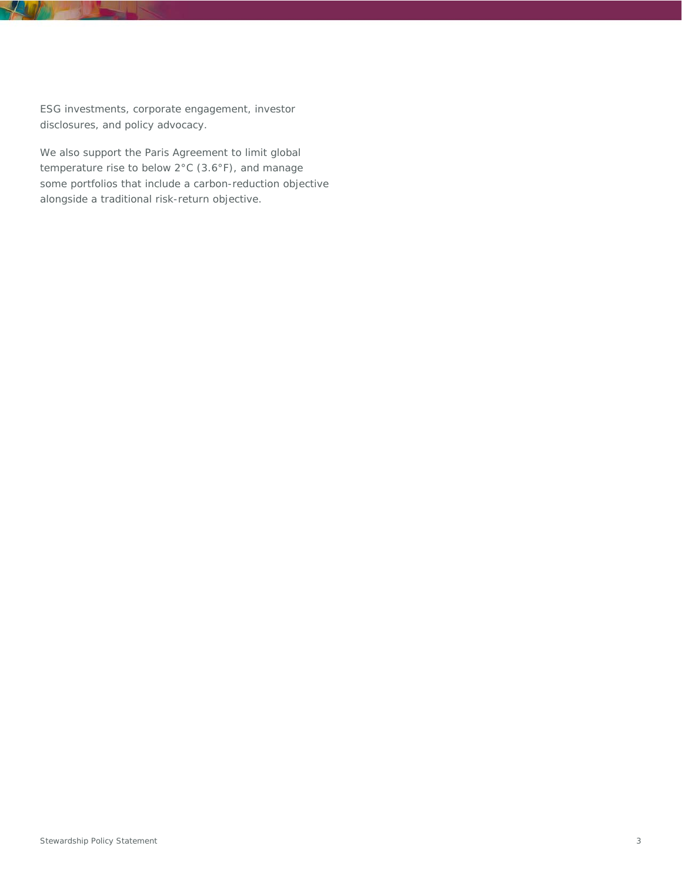ESG investments, corporate engagement, investor disclosures, and policy advocacy.

We also support the Paris Agreement to limit global temperature rise to below 2°C (3.6°F), and manage some portfolios that include a carbon-reduction objective alongside a traditional risk-return objective.